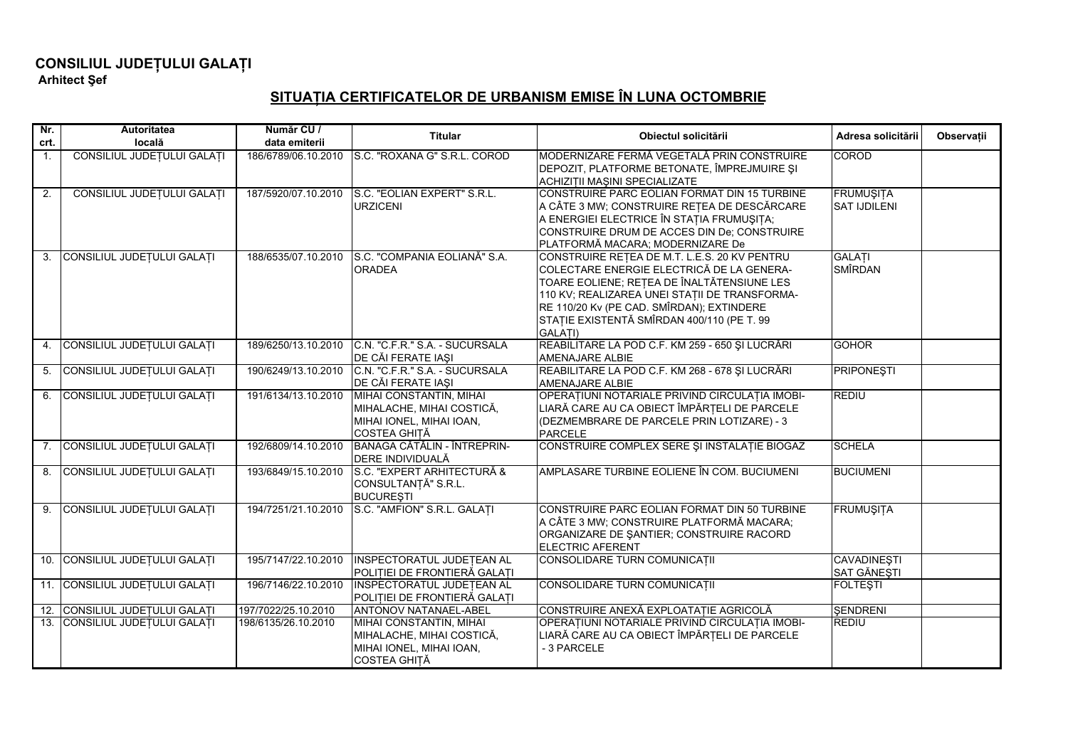**CONSILIUL JUDEȚULUI GALAȚI**
**Arhitect Şef**

## SITUAȚIA CERTIFICATELOR DE URBANISM EMISE ÎN LUNA OCTOMBRIE

| Nr. crt. | Autoritatea locală | Număr CU / data emiterii | Titular | Obiectul solicitării | Adresa solicitării | Observații |
|---|---|---|---|---|---|---|
| 1. | CONSILIUL JUDEȚULUI GALAȚI | 186/6789/06.10.2010 | S.C. "ROXANA G" S.R.L. COROD | MODERNIZARE FERMĂ VEGETALĂ PRIN CONSTRUIRE DEPOZIT, PLATFORME BETONATE, ÎMPREJMUIRE ŞI ACHIZIȚII MAŞINI SPECIALIZATE | COROD | |
| 2. | CONSILIUL JUDEȚULUI GALAȚI | 187/5920/07.10.2010 | S.C. "EOLIAN EXPERT" S.R.L. URZICENI | CONSTRUIRE PARC EOLIAN FORMAT DIN 15 TURBINE A CÂTE 3 MW; CONSTRUIRE REȚEA DE DESCĂRCARE A ENERGIEI ELECTRICE ÎN STAȚIA FRUMUŞIȚA; CONSTRUIRE DRUM DE ACCES DIN De; CONSTRUIRE PLATFORMĂ MACARA; MODERNIZARE De | FRUMUŞIȚA SAT IJDILENI | |
| 3. | CONSILIUL JUDEȚULUI GALAȚI | 188/6535/07.10.2010 | S.C. "COMPANIA EOLIANĂ" S.A. ORADEA | CONSTRUIRE REȚEA DE M.T. L.E.S. 20 KV PENTRU COLECTARE ENERGIE ELECTRICĂ DE LA GENERA-TOARE EOLIENE; REȚEA DE ÎNALTĂTENSIUNE LES 110 KV; REALIZAREA UNEI STAȚII DE TRANSFORMA-RE 110/20 Kv (PE CAD. SMÎRDAN); EXTINDERE STAȚIE EXISTENTĂ SMÎRDAN 400/110 (PE T. 99 GALAȚI) | GALAȚI SMÎRDAN | |
| 4. | CONSILIUL JUDEȚULUI GALAȚI | 189/6250/13.10.2010 | C.N. "C.F.R." S.A. - SUCURSALA DE CĂI FERATE IAŞI | REABILITARE LA POD C.F. KM 259 - 650 ŞI LUCRĂRI AMENAJARE ALBIE | GOHOR | |
| 5. | CONSILIUL JUDEȚULUI GALAȚI | 190/6249/13.10.2010 | C.N. "C.F.R." S.A. - SUCURSALA DE CĂI FERATE IAŞI | REABILITARE LA POD C.F. KM 268 - 678 ŞI LUCRĂRI AMENAJARE ALBIE | PRIPONEŞTI | |
| 6. | CONSILIUL JUDEȚULUI GALAȚI | 191/6134/13.10.2010 | MIHAI CONSTANTIN, MIHAI MIHALACHE, MIHAI COSTICĂ, MIHAI IONEL, MIHAI IOAN, COSTEA GHIȚĂ | OPERAȚIUNI NOTARIALE PRIVIND CIRCULAȚIA IMOBI-LIARĂ CARE AU CA OBIECT ÎMPĂRȚELI DE PARCELE (DEZMEMBRARE DE PARCELE PRIN LOTIZARE) - 3 PARCELE | REDIU | |
| 7. | CONSILIUL JUDEȚULUI GALAȚI | 192/6809/14.10.2010 | BANAGA CĂTĂLIN - ÎNTREPRIN-DERE INDIVIDUALĂ | CONSTRUIRE COMPLEX SERE ŞI INSTALAȚIE BIOGAZ | SCHELA | |
| 8. | CONSILIUL JUDEȚULUI GALAȚI | 193/6849/15.10.2010 | S.C. "EXPERT ARHITECTURĂ & CONSULTANȚĂ" S.R.L. BUCUREŞTI | AMPLASARE TURBINE EOLIENE ÎN COM. BUCIUMENI | BUCIUMENI | |
| 9. | CONSILIUL JUDEȚULUI GALAȚI | 194/7251/21.10.2010 | S.C. "AMFION" S.R.L. GALAȚI | CONSTRUIRE PARC EOLIAN FORMAT DIN 50 TURBINE A CÂTE 3 MW; CONSTRUIRE PLATFORMĂ MACARA; ORGANIZARE DE ŞANTIER; CONSTRUIRE RACORD ELECTRIC AFERENT | FRUMUŞIȚA | |
| 10. | CONSILIUL JUDEȚULUI GALAȚI | 195/7147/22.10.2010 | INSPECTORATUL JUDEȚEAN AL POLIȚIEI DE FRONTIERĂ GALAȚI | CONSOLIDARE TURN COMUNICAȚII | CAVADINEŞTI SAT GĂNEŞTI | |
| 11. | CONSILIUL JUDEȚULUI GALAȚI | 196/7146/22.10.2010 | INSPECTORATUL JUDEȚEAN AL POLIȚIEI DE FRONTIERĂ GALAȚI | CONSOLIDARE TURN COMUNICAȚII | FOLTEŞTI | |
| 12. | CONSILIUL JUDEȚULUI GALAȚI | 197/7022/25.10.2010 | ANTONOV NATANAEL-ABEL | CONSTRUIRE ANEXĂ EXPLOATAȚIE AGRICOLĂ | ŞENDRENI | |
| 13. | CONSILIUL JUDEȚULUI GALAȚI | 198/6135/26.10.2010 | MIHAI CONSTANTIN, MIHAI MIHALACHE, MIHAI COSTICĂ, MIHAI IONEL, MIHAI IOAN, COSTEA GHIȚĂ | OPERAȚIUNI NOTARIALE PRIVIND CIRCULAȚIA IMOBI-LIARĂ CARE AU CA OBIECT ÎMPĂRȚELI DE PARCELE - 3 PARCELE | REDIU | |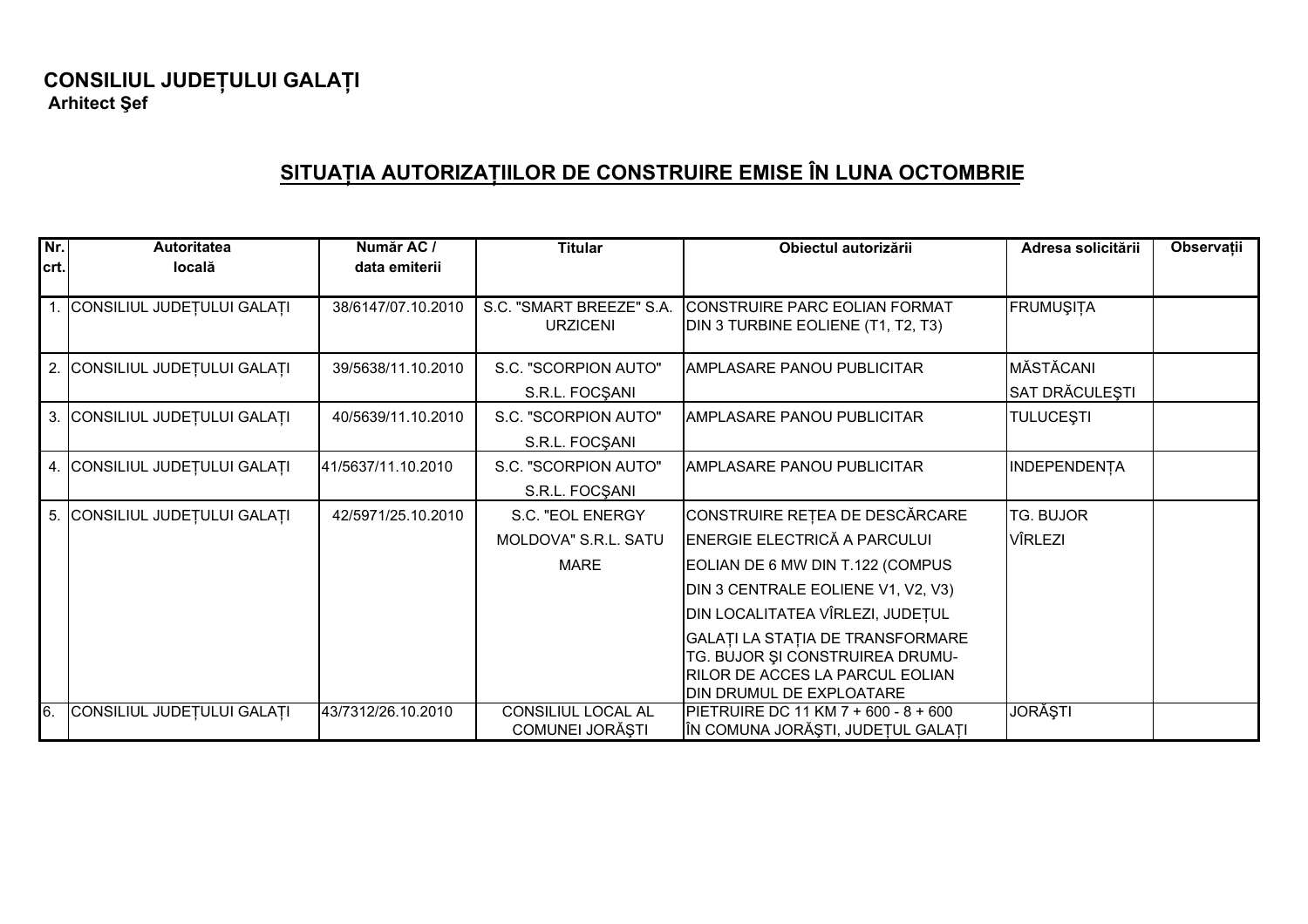**CONSILIUL JUDEȚULUI GALAȚI**
**Arhitect Şef**

## SITUAȚIA AUTORIZAȚIILOR DE CONSTRUIRE EMISE ÎN LUNA OCTOMBRIE

| Nr. crt. | Autoritatea locală | Număr AC / data emiterii | Titular | Obiectul autorizării | Adresa solicitării | Observații |
|---|---|---|---|---|---|---|
| 1. | CONSILIUL JUDEȚULUI GALAȚI | 38/6147/07.10.2010 | S.C. "SMART BREEZE" S.A. URZICENI | CONSTRUIRE PARC EOLIAN FORMAT DIN 3 TURBINE EOLIENE (T1, T2, T3) | FRUMUŞIȚA | |
| 2. | CONSILIUL JUDEȚULUI GALAȚI | 39/5638/11.10.2010 | S.C. "SCORPION AUTO" S.R.L. FOCŞANI | AMPLASARE PANOU PUBLICITAR | MĂSTĂCANI SAT DRĂCULEŞTI | |
| 3. | CONSILIUL JUDEȚULUI GALAȚI | 40/5639/11.10.2010 | S.C. "SCORPION AUTO" S.R.L. FOCŞANI | AMPLASARE PANOU PUBLICITAR | TULUCEŞTI | |
| 4. | CONSILIUL JUDEȚULUI GALAȚI | 41/5637/11.10.2010 | S.C. "SCORPION AUTO" S.R.L. FOCŞANI | AMPLASARE PANOU PUBLICITAR | INDEPENDENȚA | |
| 5. | CONSILIUL JUDEȚULUI GALAȚI | 42/5971/25.10.2010 | S.C. "EOL ENERGY MOLDOVA" S.R.L. SATU MARE | CONSTRUIRE REȚEA DE DESCĂRCARE ENERGIE ELECTRICĂ A PARCULUI EOLIAN DE 6 MW DIN T.122 (COMPUS DIN 3 CENTRALE EOLIENE V1, V2, V3) DIN LOCALITATEA VÎRLEZI, JUDEȚUL GALAȚI LA STAȚIA DE TRANSFORMARE TG. BUJOR ŞI CONSTRUIREA DRUMU-RILOR DE ACCES LA PARCUL EOLIAN DIN DRUMUL DE EXPLOATARE | TG. BUJOR VÎRLEZI | |
| 6. | CONSILIUL JUDEȚULUI GALAȚI | 43/7312/26.10.2010 | CONSILIUL LOCAL AL COMUNEI JORĂŞTI | PIETRUIRE DC 11 KM 7 + 600 - 8 + 600 ÎN COMUNA JORĂŞTI, JUDEȚUL GALAȚI | JORĂŞTI | |